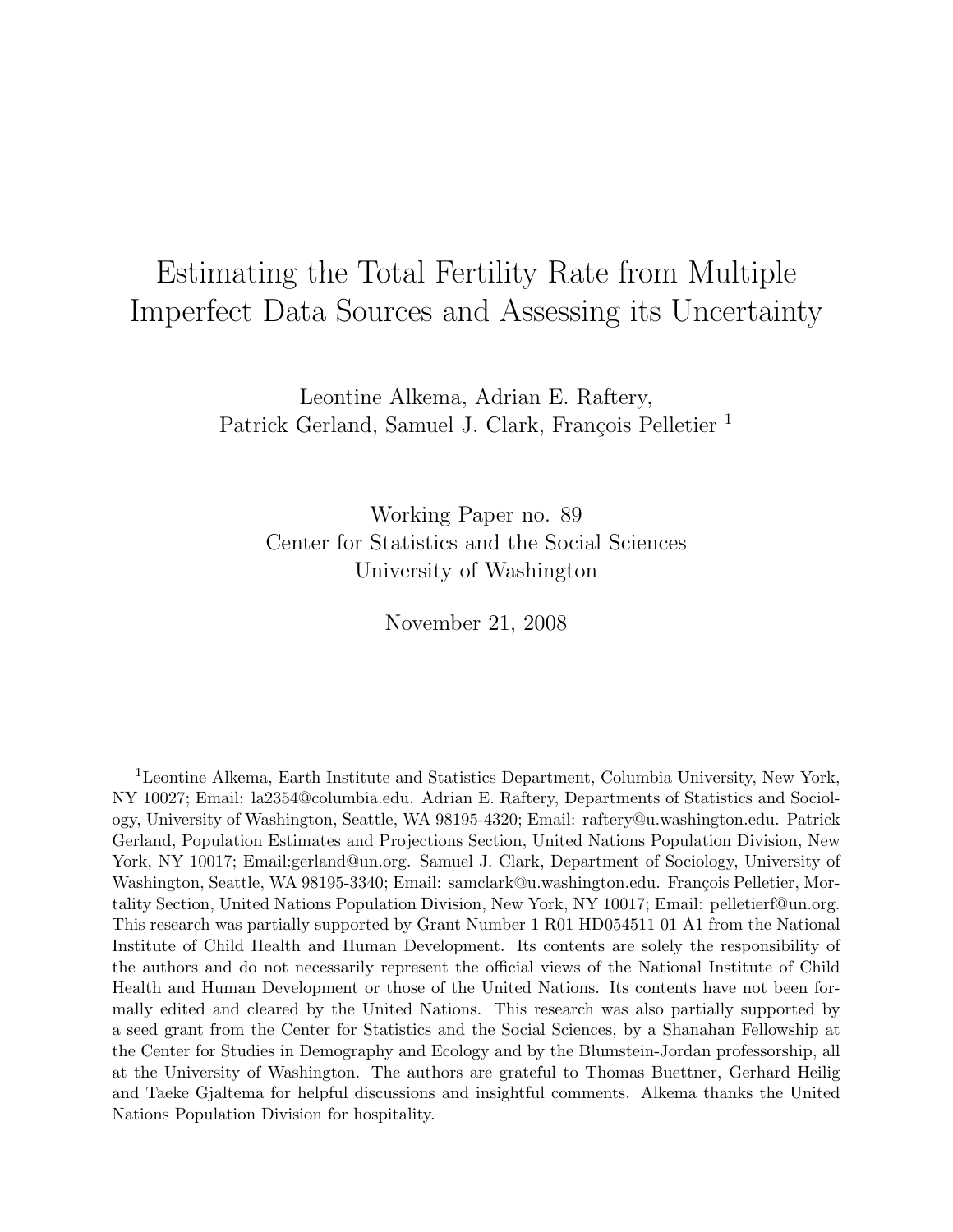# Estimating the Total Fertility Rate from Multiple Imperfect Data Sources and Assessing its Uncertainty

Leontine Alkema, Adrian E. Raftery,
Patrick Gerland, Samuel J. Clark, François Pelletier [1]

Working Paper no. 89
Center for Statistics and the Social Sciences
University of Washington

November 21, 2008

[1] Leontine Alkema, Earth Institute and Statistics Department, Columbia University, New York, NY 10027; Email: la2354@columbia.edu. Adrian E. Raftery, Departments of Statistics and Sociology, University of Washington, Seattle, WA 98195-4320; Email: raftery@u.washington.edu. Patrick Gerland, Population Estimates and Projections Section, United Nations Population Division, New York, NY 10017; Email:gerland@un.org. Samuel J. Clark, Department of Sociology, University of Washington, Seattle, WA 98195-3340; Email: samclark@u.washington.edu. François Pelletier, Mortality Section, United Nations Population Division, New York, NY 10017; Email: pelletierf@un.org. This research was partially supported by Grant Number 1 R01 HD054511 01 A1 from the National Institute of Child Health and Human Development. Its contents are solely the responsibility of the authors and do not necessarily represent the official views of the National Institute of Child Health and Human Development or those of the United Nations. Its contents have not been formally edited and cleared by the United Nations. This research was also partially supported by a seed grant from the Center for Statistics and the Social Sciences, by a Shanahan Fellowship at the Center for Studies in Demography and Ecology and by the Blumstein-Jordan professorship, all at the University of Washington. The authors are grateful to Thomas Buettner, Gerhard Heilig and Taeke Gjaltema for helpful discussions and insightful comments. Alkema thanks the United Nations Population Division for hospitality.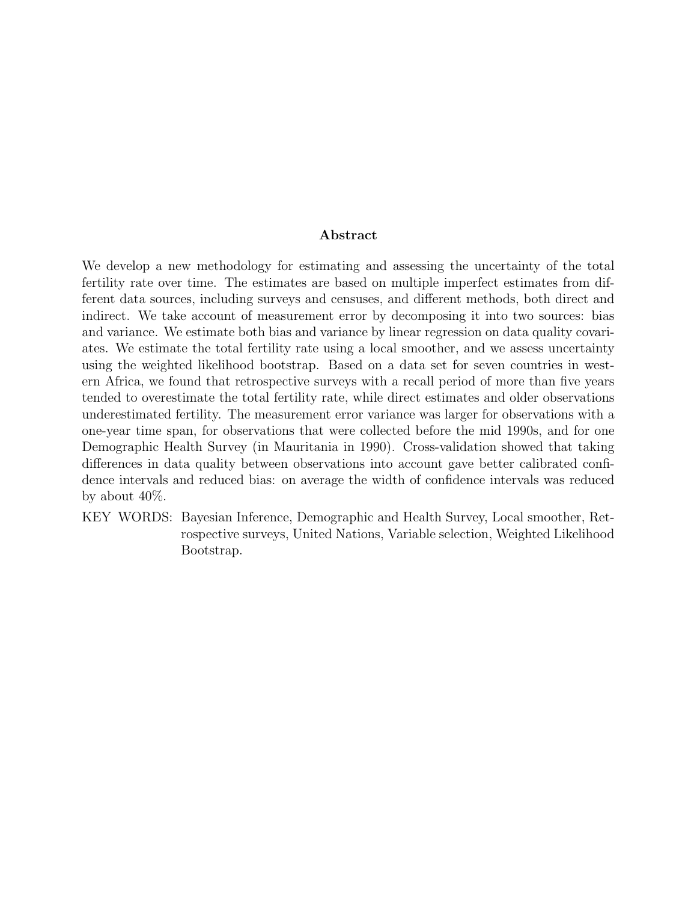## Abstract

We develop a new methodology for estimating and assessing the uncertainty of the total fertility rate over time. The estimates are based on multiple imperfect estimates from different data sources, including surveys and censuses, and different methods, both direct and indirect. We take account of measurement error by decomposing it into two sources: bias and variance. We estimate both bias and variance by linear regression on data quality covariates. We estimate the total fertility rate using a local smoother, and we assess uncertainty using the weighted likelihood bootstrap. Based on a data set for seven countries in western Africa, we found that retrospective surveys with a recall period of more than five years tended to overestimate the total fertility rate, while direct estimates and older observations underestimated fertility. The measurement error variance was larger for observations with a one-year time span, for observations that were collected before the mid 1990s, and for one Demographic Health Survey (in Mauritania in 1990). Cross-validation showed that taking differences in data quality between observations into account gave better calibrated confidence intervals and reduced bias: on average the width of confidence intervals was reduced by about 40%.

KEY WORDS: Bayesian Inference, Demographic and Health Survey, Local smoother, Retrospective surveys, United Nations, Variable selection, Weighted Likelihood Bootstrap.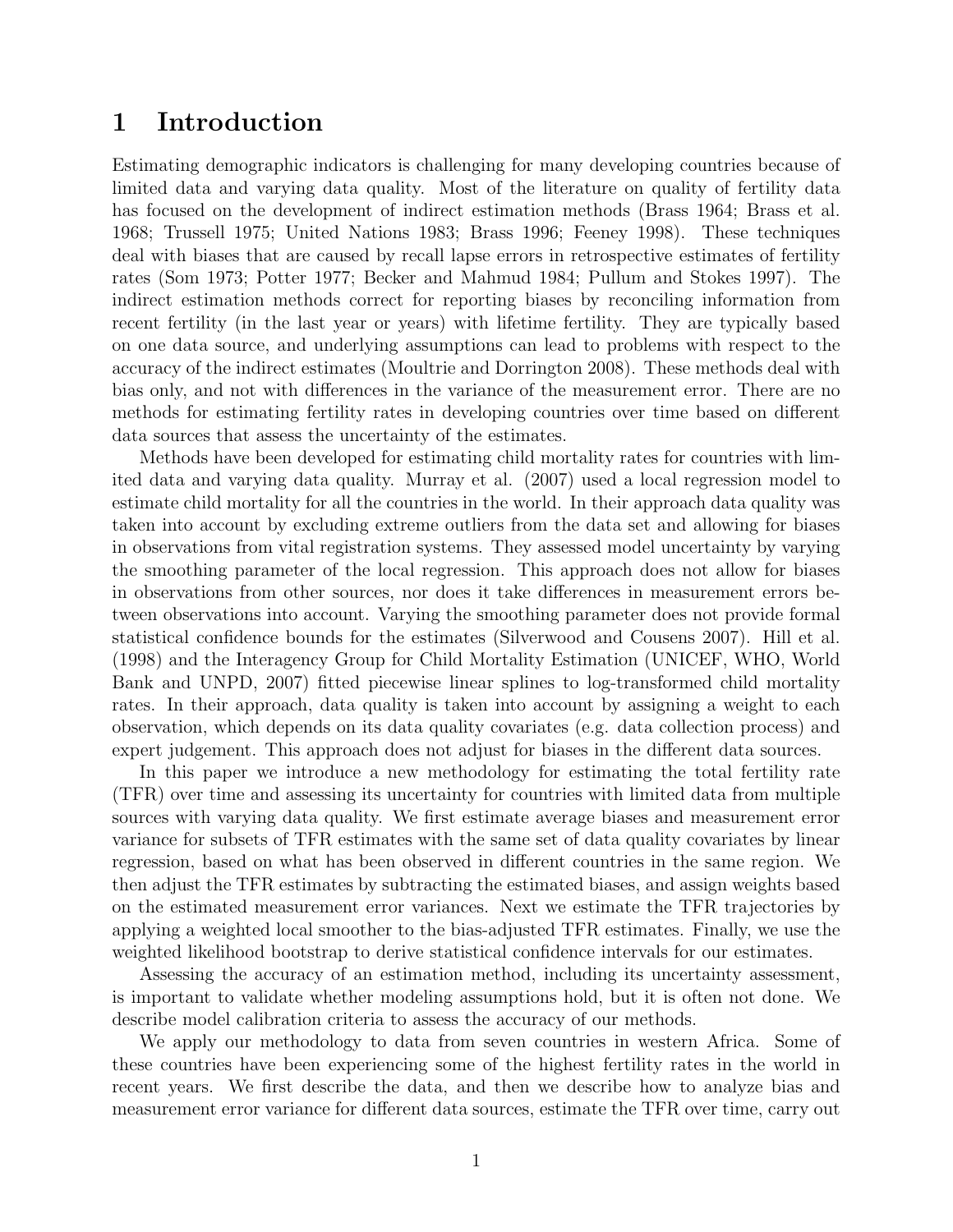# 1 Introduction

Estimating demographic indicators is challenging for many developing countries because of limited data and varying data quality. Most of the literature on quality of fertility data has focused on the development of indirect estimation methods (Brass 1964; Brass et al. 1968; Trussell 1975; United Nations 1983; Brass 1996; Feeney 1998). These techniques deal with biases that are caused by recall lapse errors in retrospective estimates of fertility rates (Som 1973; Potter 1977; Becker and Mahmud 1984; Pullum and Stokes 1997). The indirect estimation methods correct for reporting biases by reconciling information from recent fertility (in the last year or years) with lifetime fertility. They are typically based on one data source, and underlying assumptions can lead to problems with respect to the accuracy of the indirect estimates (Moultrie and Dorrington 2008). These methods deal with bias only, and not with differences in the variance of the measurement error. There are no methods for estimating fertility rates in developing countries over time based on different data sources that assess the uncertainty of the estimates.

Methods have been developed for estimating child mortality rates for countries with limited data and varying data quality. Murray et al. (2007) used a local regression model to estimate child mortality for all the countries in the world. In their approach data quality was taken into account by excluding extreme outliers from the data set and allowing for biases in observations from vital registration systems. They assessed model uncertainty by varying the smoothing parameter of the local regression. This approach does not allow for biases in observations from other sources, nor does it take differences in measurement errors between observations into account. Varying the smoothing parameter does not provide formal statistical confidence bounds for the estimates (Silverwood and Cousens 2007). Hill et al. (1998) and the Interagency Group for Child Mortality Estimation (UNICEF, WHO, World Bank and UNPD, 2007) fitted piecewise linear splines to log-transformed child mortality rates. In their approach, data quality is taken into account by assigning a weight to each observation, which depends on its data quality covariates (e.g. data collection process) and expert judgement. This approach does not adjust for biases in the different data sources.

In this paper we introduce a new methodology for estimating the total fertility rate (TFR) over time and assessing its uncertainty for countries with limited data from multiple sources with varying data quality. We first estimate average biases and measurement error variance for subsets of TFR estimates with the same set of data quality covariates by linear regression, based on what has been observed in different countries in the same region. We then adjust the TFR estimates by subtracting the estimated biases, and assign weights based on the estimated measurement error variances. Next we estimate the TFR trajectories by applying a weighted local smoother to the bias-adjusted TFR estimates. Finally, we use the weighted likelihood bootstrap to derive statistical confidence intervals for our estimates.

Assessing the accuracy of an estimation method, including its uncertainty assessment, is important to validate whether modeling assumptions hold, but it is often not done. We describe model calibration criteria to assess the accuracy of our methods.

We apply our methodology to data from seven countries in western Africa. Some of these countries have been experiencing some of the highest fertility rates in the world in recent years. We first describe the data, and then we describe how to analyze bias and measurement error variance for different data sources, estimate the TFR over time, carry out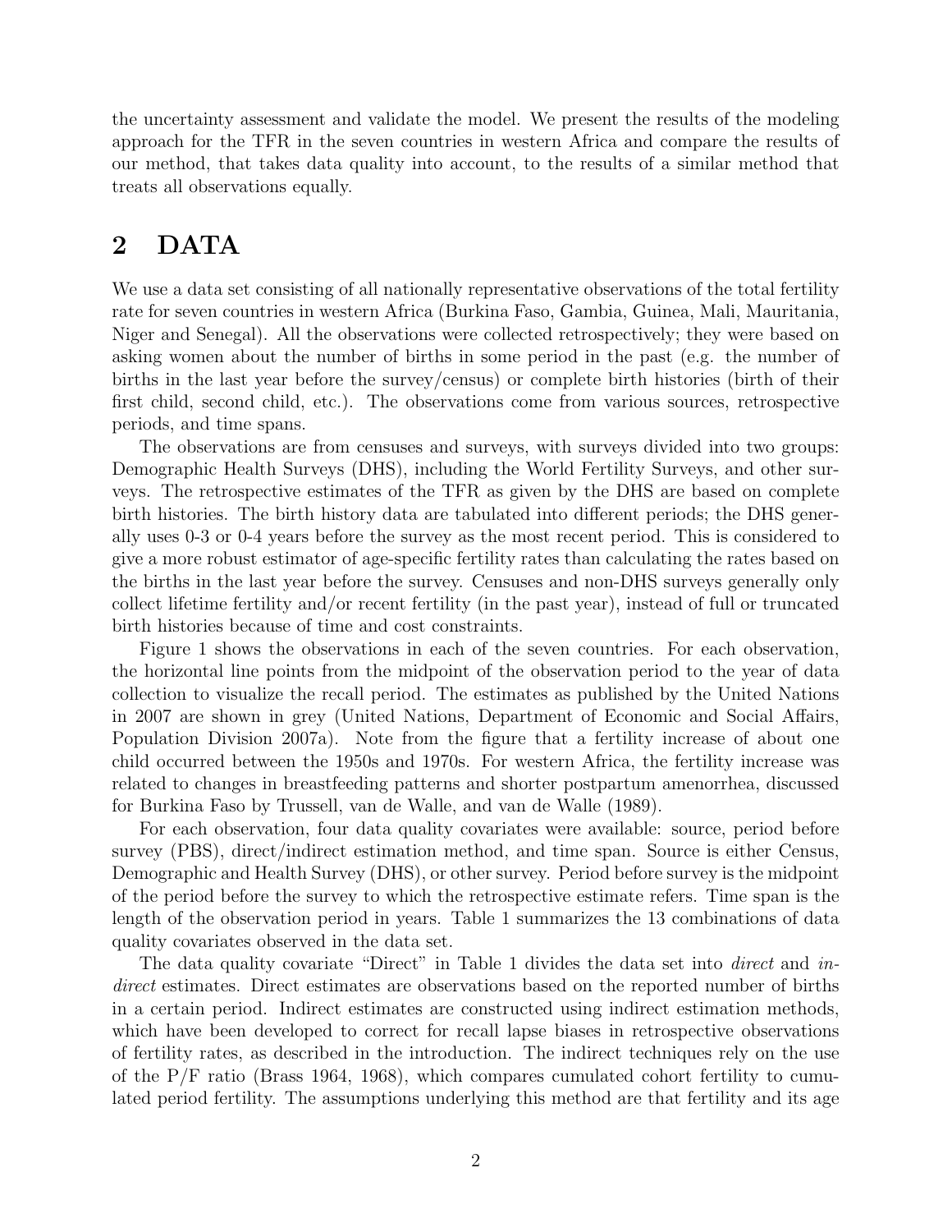the uncertainty assessment and validate the model. We present the results of the modeling approach for the TFR in the seven countries in western Africa and compare the results of our method, that takes data quality into account, to the results of a similar method that treats all observations equally.

## 2 DATA

We use a data set consisting of all nationally representative observations of the total fertility rate for seven countries in western Africa (Burkina Faso, Gambia, Guinea, Mali, Mauritania, Niger and Senegal). All the observations were collected retrospectively; they were based on asking women about the number of births in some period in the past (e.g. the number of births in the last year before the survey/census) or complete birth histories (birth of their first child, second child, etc.). The observations come from various sources, retrospective periods, and time spans.

The observations are from censuses and surveys, with surveys divided into two groups: Demographic Health Surveys (DHS), including the World Fertility Surveys, and other surveys. The retrospective estimates of the TFR as given by the DHS are based on complete birth histories. The birth history data are tabulated into different periods; the DHS generally uses 0-3 or 0-4 years before the survey as the most recent period. This is considered to give a more robust estimator of age-specific fertility rates than calculating the rates based on the births in the last year before the survey. Censuses and non-DHS surveys generally only collect lifetime fertility and/or recent fertility (in the past year), instead of full or truncated birth histories because of time and cost constraints.

Figure 1 shows the observations in each of the seven countries. For each observation, the horizontal line points from the midpoint of the observation period to the year of data collection to visualize the recall period. The estimates as published by the United Nations in 2007 are shown in grey (United Nations, Department of Economic and Social Affairs, Population Division 2007a). Note from the figure that a fertility increase of about one child occurred between the 1950s and 1970s. For western Africa, the fertility increase was related to changes in breastfeeding patterns and shorter postpartum amenorrhea, discussed for Burkina Faso by Trussell, van de Walle, and van de Walle (1989).

For each observation, four data quality covariates were available: source, period before survey (PBS), direct/indirect estimation method, and time span. Source is either Census, Demographic and Health Survey (DHS), or other survey. Period before survey is the midpoint of the period before the survey to which the retrospective estimate refers. Time span is the length of the observation period in years. Table 1 summarizes the 13 combinations of data quality covariates observed in the data set.

The data quality covariate "Direct" in Table 1 divides the data set into *direct* and *indirect* estimates. Direct estimates are observations based on the reported number of births in a certain period. Indirect estimates are constructed using indirect estimation methods, which have been developed to correct for recall lapse biases in retrospective observations of fertility rates, as described in the introduction. The indirect techniques rely on the use of the P/F ratio (Brass 1964, 1968), which compares cumulated cohort fertility to cumulated period fertility. The assumptions underlying this method are that fertility and its age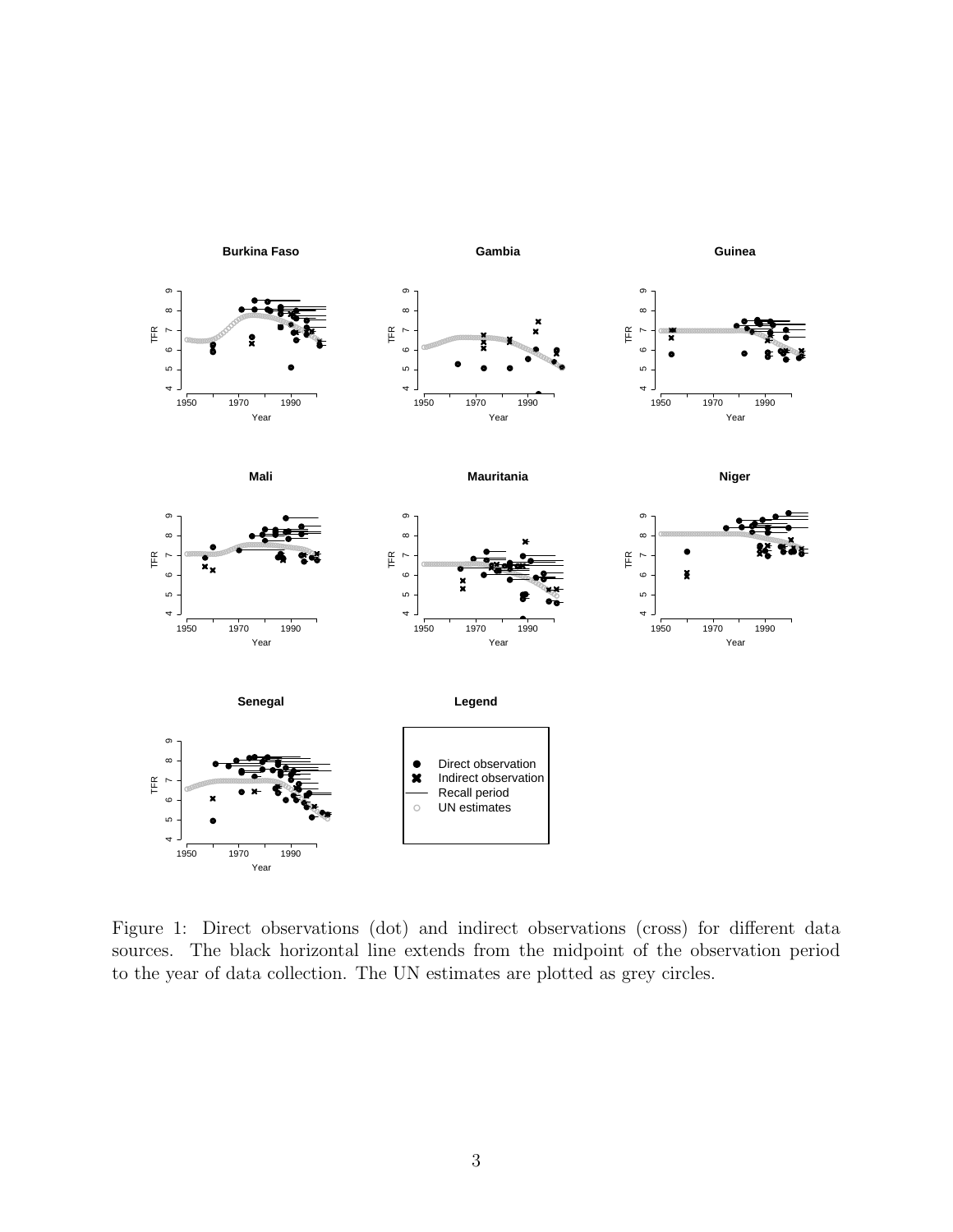Figure 1: Direct observations (dot) and indirect observations (cross) for different data sources. The black horizontal line extends from the midpoint of the observation period to the year of data collection. The UN estimates are plotted as grey circles.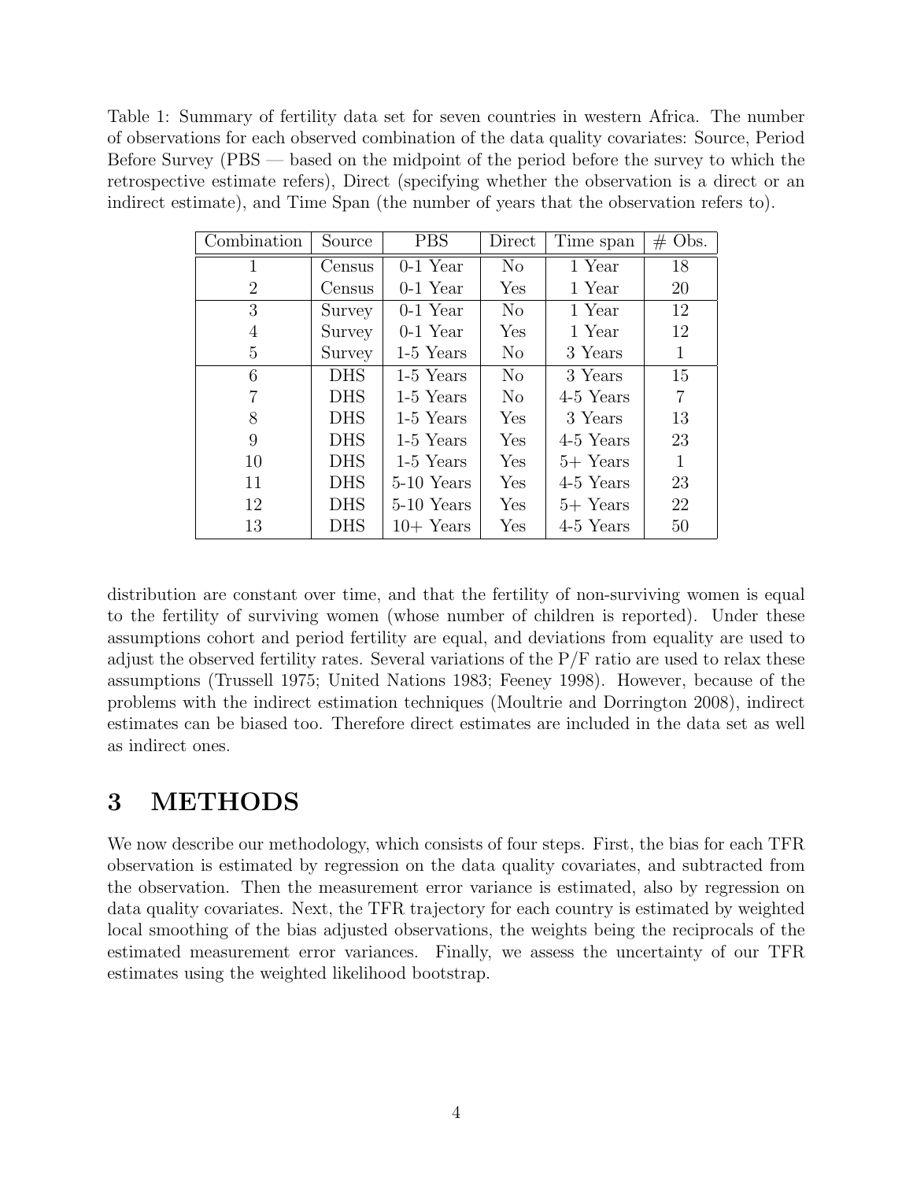Table 1: Summary of fertility data set for seven countries in western Africa. The number of observations for each observed combination of the data quality covariates: Source, Period Before Survey (PBS — based on the midpoint of the period before the survey to which the retrospective estimate refers), Direct (specifying whether the observation is a direct or an indirect estimate), and Time Span (the number of years that the observation refers to).

| Combination | Source | PBS | Direct | Time span | # Obs. |
|---|---|---|---|---|---|
| 1 | Census | 0-1 Year | No | 1 Year | 18 |
| 2 | Census | 0-1 Year | Yes | 1 Year | 20 |
| 3 | Survey | 0-1 Year | No | 1 Year | 12 |
| 4 | Survey | 0-1 Year | Yes | 1 Year | 12 |
| 5 | Survey | 1-5 Years | No | 3 Years | 1 |
| 6 | DHS | 1-5 Years | No | 3 Years | 15 |
| 7 | DHS | 1-5 Years | No | 4-5 Years | 7 |
| 8 | DHS | 1-5 Years | Yes | 3 Years | 13 |
| 9 | DHS | 1-5 Years | Yes | 4-5 Years | 23 |
| 10 | DHS | 1-5 Years | Yes | 5+ Years | 1 |
| 11 | DHS | 5-10 Years | Yes | 4-5 Years | 23 |
| 12 | DHS | 5-10 Years | Yes | 5+ Years | 22 |
| 13 | DHS | 10+ Years | Yes | 4-5 Years | 50 |

distribution are constant over time, and that the fertility of non-surviving women is equal to the fertility of surviving women (whose number of children is reported). Under these assumptions cohort and period fertility are equal, and deviations from equality are used to adjust the observed fertility rates. Several variations of the P/F ratio are used to relax these assumptions (Trussell 1975; United Nations 1983; Feeney 1998). However, because of the problems with the indirect estimation techniques (Moultrie and Dorrington 2008), indirect estimates can be biased too. Therefore direct estimates are included in the data set as well as indirect ones.

# 3 METHODS

We now describe our methodology, which consists of four steps. First, the bias for each TFR observation is estimated by regression on the data quality covariates, and subtracted from the observation. Then the measurement error variance is estimated, also by regression on data quality covariates. Next, the TFR trajectory for each country is estimated by weighted local smoothing of the bias adjusted observations, the weights being the reciprocals of the estimated measurement error variances. Finally, we assess the uncertainty of our TFR estimates using the weighted likelihood bootstrap.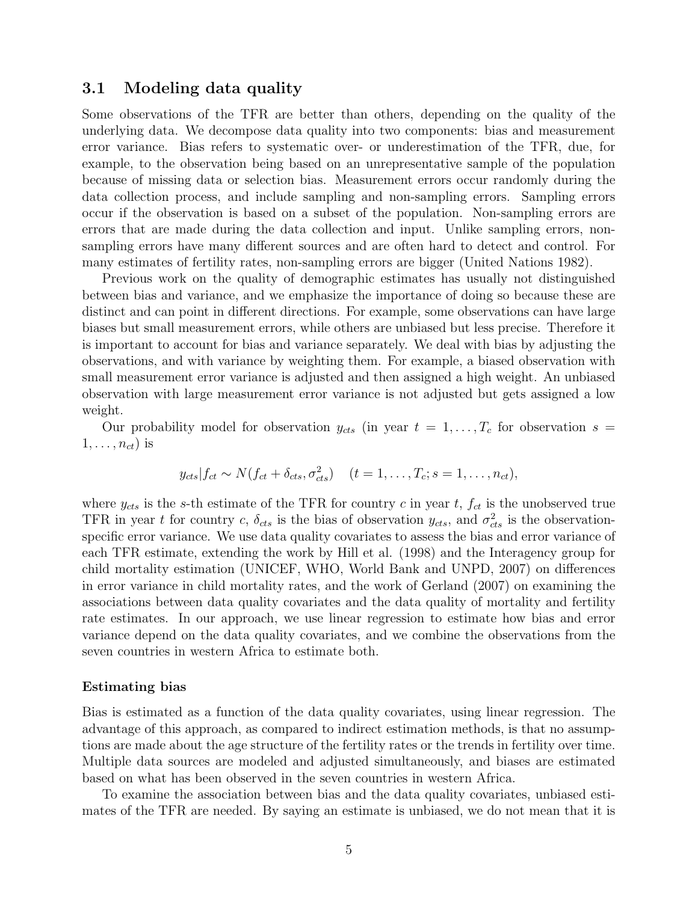### 3.1 Modeling data quality

Some observations of the TFR are better than others, depending on the quality of the underlying data. We decompose data quality into two components: bias and measurement error variance. Bias refers to systematic over- or underestimation of the TFR, due, for example, to the observation being based on an unrepresentative sample of the population because of missing data or selection bias. Measurement errors occur randomly during the data collection process, and include sampling and non-sampling errors. Sampling errors occur if the observation is based on a subset of the population. Non-sampling errors are errors that are made during the data collection and input. Unlike sampling errors, non-sampling errors have many different sources and are often hard to detect and control. For many estimates of fertility rates, non-sampling errors are bigger (United Nations 1982).

Previous work on the quality of demographic estimates has usually not distinguished between bias and variance, and we emphasize the importance of doing so because these are distinct and can point in different directions. For example, some observations can have large biases but small measurement errors, while others are unbiased but less precise. Therefore it is important to account for bias and variance separately. We deal with bias by adjusting the observations, and with variance by weighting them. For example, a biased observation with small measurement error variance is adjusted and then assigned a high weight. An unbiased observation with large measurement error variance is not adjusted but gets assigned a low weight.

Our probability model for observation $y_{cts}$ (in year $t = 1, \ldots, T_c$ for observation $s = 1, \ldots, n_{ct}$) is

$$y_{cts}|f_{ct} \sim N(f_{ct} + \delta_{cts}, \sigma^2_{cts}) \quad (t = 1, \ldots, T_c; s = 1, \ldots, n_{ct}),$$

where $y_{cts}$ is the $s$-th estimate of the TFR for country $c$ in year $t$, $f_{ct}$ is the unobserved true TFR in year $t$ for country $c$, $\delta_{cts}$ is the bias of observation $y_{cts}$, and $\sigma^2_{cts}$ is the observation-specific error variance. We use data quality covariates to assess the bias and error variance of each TFR estimate, extending the work by Hill et al. (1998) and the Interagency group for child mortality estimation (UNICEF, WHO, World Bank and UNPD, 2007) on differences in error variance in child mortality rates, and the work of Gerland (2007) on examining the associations between data quality covariates and the data quality of mortality and fertility rate estimates. In our approach, we use linear regression to estimate how bias and error variance depend on the data quality covariates, and we combine the observations from the seven countries in western Africa to estimate both.

**Estimating bias**

Bias is estimated as a function of the data quality covariates, using linear regression. The advantage of this approach, as compared to indirect estimation methods, is that no assumptions are made about the age structure of the fertility rates or the trends in fertility over time. Multiple data sources are modeled and adjusted simultaneously, and biases are estimated based on what has been observed in the seven countries in western Africa.

To examine the association between bias and the data quality covariates, unbiased estimates of the TFR are needed. By saying an estimate is unbiased, we do not mean that it is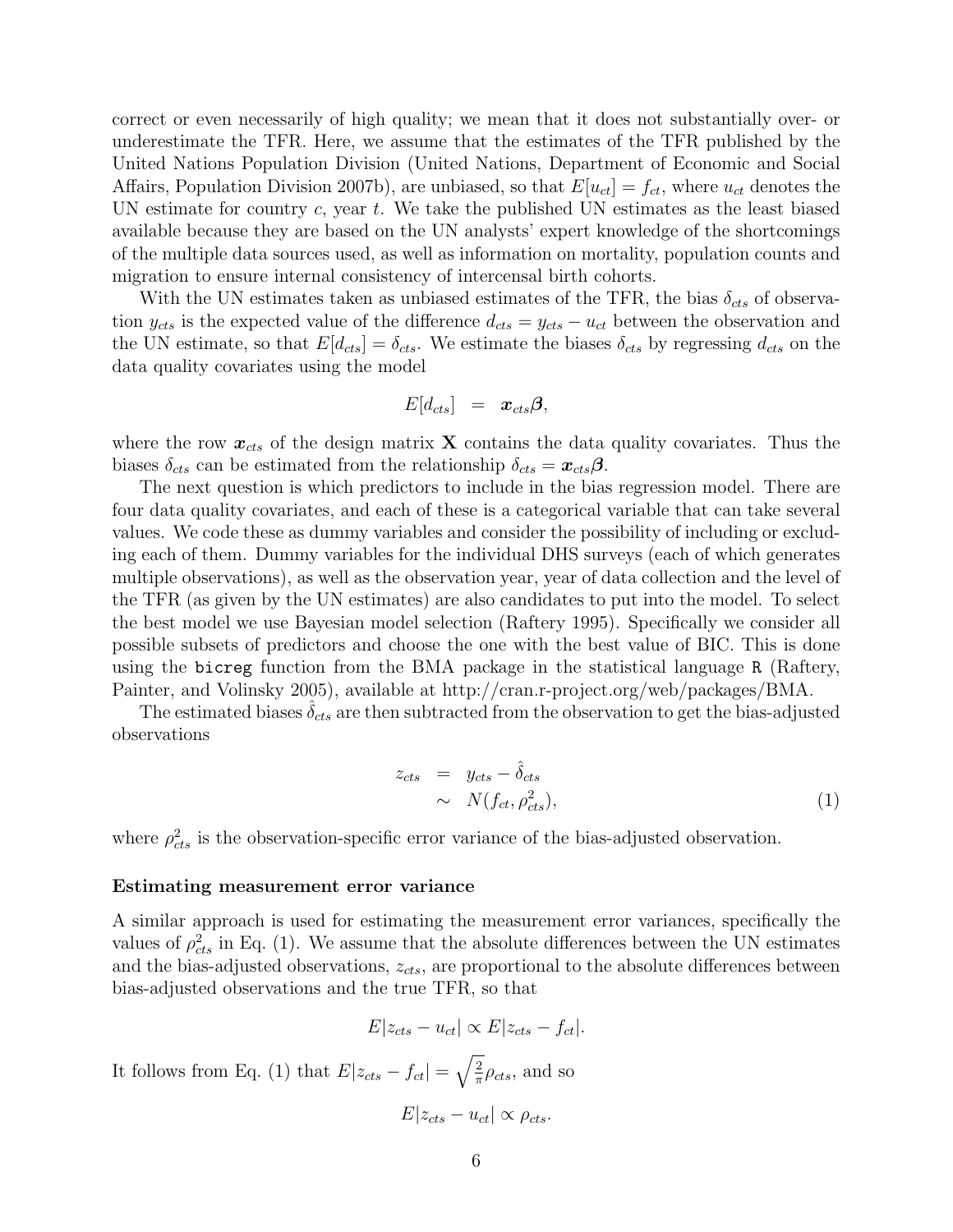correct or even necessarily of high quality; we mean that it does not substantially over- or underestimate the TFR. Here, we assume that the estimates of the TFR published by the United Nations Population Division (United Nations, Department of Economic and Social Affairs, Population Division 2007b), are unbiased, so that $E[u_{ct}] = f_{ct}$, where $u_{ct}$ denotes the UN estimate for country $c$, year $t$. We take the published UN estimates as the least biased available because they are based on the UN analysts' expert knowledge of the shortcomings of the multiple data sources used, as well as information on mortality, population counts and migration to ensure internal consistency of intercensal birth cohorts.

With the UN estimates taken as unbiased estimates of the TFR, the bias $\delta_{cts}$ of observation $y_{cts}$ is the expected value of the difference $d_{cts} = y_{cts} - u_{ct}$ between the observation and the UN estimate, so that $E[d_{cts}] = \delta_{cts}$. We estimate the biases $\delta_{cts}$ by regressing $d_{cts}$ on the data quality covariates using the model

$$E[d_{cts}] \quad = \quad \boldsymbol{x}_{cts}\boldsymbol{\beta},$$

where the row $\boldsymbol{x}_{cts}$ of the design matrix $\mathbf{X}$ contains the data quality covariates. Thus the biases $\delta_{cts}$ can be estimated from the relationship $\delta_{cts} = \boldsymbol{x}_{cts}\boldsymbol{\beta}$.

The next question is which predictors to include in the bias regression model. There are four data quality covariates, and each of these is a categorical variable that can take several values. We code these as dummy variables and consider the possibility of including or excluding each of them. Dummy variables for the individual DHS surveys (each of which generates multiple observations), as well as the observation year, year of data collection and the level of the TFR (as given by the UN estimates) are also candidates to put into the model. To select the best model we use Bayesian model selection (Raftery 1995). Specifically we consider all possible subsets of predictors and choose the one with the best value of BIC. This is done using the `bicreg` function from the BMA package in the statistical language `R` (Raftery, Painter, and Volinsky 2005), available at http://cran.r-project.org/web/packages/BMA.

The estimated biases $\hat{\delta}_{cts}$ are then subtracted from the observation to get the bias-adjusted observations

$$\begin{aligned} z_{cts} &= y_{cts} - \hat{\delta}_{cts} \\ &\sim N(f_{ct}, \rho_{cts}^2), \end{aligned} \tag{1}$$

where $\rho_{cts}^2$ is the observation-specific error variance of the bias-adjusted observation.

### Estimating measurement error variance

A similar approach is used for estimating the measurement error variances, specifically the values of $\rho_{cts}^2$ in Eq. (1). We assume that the absolute differences between the UN estimates and the bias-adjusted observations, $z_{cts}$, are proportional to the absolute differences between bias-adjusted observations and the true TFR, so that

$$E|z_{cts} - u_{ct}| \propto E|z_{cts} - f_{ct}|.$$

It follows from Eq. (1) that $E|z_{cts} - f_{ct}| = \sqrt{\frac{2}{\pi}}\rho_{cts}$, and so

$$E|z_{cts} - u_{ct}| \propto \rho_{cts}.$$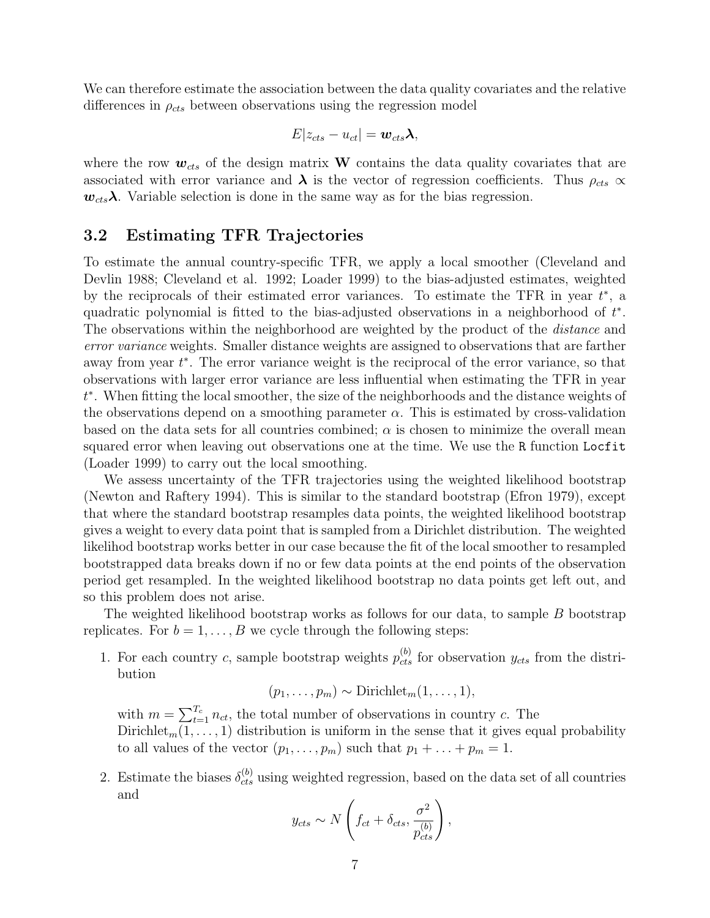We can therefore estimate the association between the data quality covariates and the relative differences in $\rho_{cts}$ between observations using the regression model

$$E|z_{cts} - u_{ct}| = \boldsymbol{w}_{cts}\boldsymbol{\lambda},$$

where the row $\boldsymbol{w}_{cts}$ of the design matrix $\mathbf{W}$ contains the data quality covariates that are associated with error variance and $\boldsymbol{\lambda}$ is the vector of regression coefficients. Thus $\rho_{cts} \propto \boldsymbol{w}_{cts}\boldsymbol{\lambda}$. Variable selection is done in the same way as for the bias regression.

## 3.2 Estimating TFR Trajectories

To estimate the annual country-specific TFR, we apply a local smoother (Cleveland and Devlin 1988; Cleveland et al. 1992; Loader 1999) to the bias-adjusted estimates, weighted by the reciprocals of their estimated error variances. To estimate the TFR in year $t^*$, a quadratic polynomial is fitted to the bias-adjusted observations in a neighborhood of $t^*$. The observations within the neighborhood are weighted by the product of the *distance* and *error variance* weights. Smaller distance weights are assigned to observations that are farther away from year $t^*$. The error variance weight is the reciprocal of the error variance, so that observations with larger error variance are less influential when estimating the TFR in year $t^*$. When fitting the local smoother, the size of the neighborhoods and the distance weights of the observations depend on a smoothing parameter $\alpha$. This is estimated by cross-validation based on the data sets for all countries combined; $\alpha$ is chosen to minimize the overall mean squared error when leaving out observations one at the time. We use the `R` function `Locfit` (Loader 1999) to carry out the local smoothing.

We assess uncertainty of the TFR trajectories using the weighted likelihood bootstrap (Newton and Raftery 1994). This is similar to the standard bootstrap (Efron 1979), except that where the standard bootstrap resamples data points, the weighted likelihood bootstrap gives a weight to every data point that is sampled from a Dirichlet distribution. The weighted likelihod bootstrap works better in our case because the fit of the local smoother to resampled bootstrapped data breaks down if no or few data points at the end points of the observation period get resampled. In the weighted likelihood bootstrap no data points get left out, and so this problem does not arise.

The weighted likelihood bootstrap works as follows for our data, to sample $B$ bootstrap replicates. For $b = 1, \ldots, B$ we cycle through the following steps:

1. For each country $c$, sample bootstrap weights $p_{cts}^{(b)}$ for observation $y_{cts}$ from the distribution

   $$(p_1, \ldots, p_m) \sim \text{Dirichlet}_m(1, \ldots, 1),$$

   with $m = \sum_{t=1}^{T_c} n_{ct}$, the total number of observations in country $c$. The $\text{Dirichlet}_m(1, \ldots, 1)$ distribution is uniform in the sense that it gives equal probability to all values of the vector $(p_1, \ldots, p_m)$ such that $p_1 + \ldots + p_m = 1$.

2. Estimate the biases $\delta_{cts}^{(b)}$ using weighted regression, based on the data set of all countries and

   $$y_{cts} \sim N\left(f_{ct} + \delta_{cts}, \frac{\sigma^2}{p_{cts}^{(b)}}\right),$$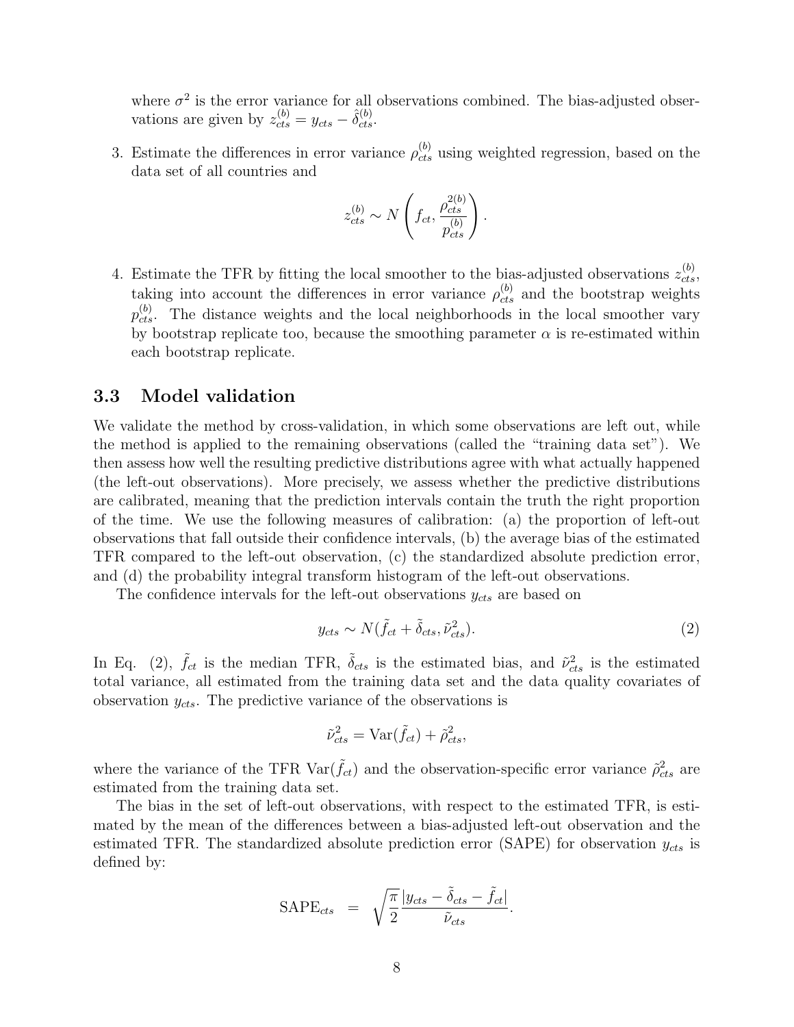where $\sigma^2$ is the error variance for all observations combined. The bias-adjusted observations are given by $z_{cts}^{(b)} = y_{cts} - \hat{\delta}_{cts}^{(b)}$.

3. Estimate the differences in error variance $\rho_{cts}^{(b)}$ using weighted regression, based on the data set of all countries and

$$z_{cts}^{(b)} \sim N\left(f_{ct}, \frac{\rho_{cts}^{2(b)}}{p_{cts}^{(b)}}\right).$$

4. Estimate the TFR by fitting the local smoother to the bias-adjusted observations $z_{cts}^{(b)}$, taking into account the differences in error variance $\rho_{cts}^{(b)}$ and the bootstrap weights $p_{cts}^{(b)}$. The distance weights and the local neighborhoods in the local smoother vary by bootstrap replicate too, because the smoothing parameter $\alpha$ is re-estimated within each bootstrap replicate.

### 3.3 Model validation

We validate the method by cross-validation, in which some observations are left out, while the method is applied to the remaining observations (called the "training data set"). We then assess how well the resulting predictive distributions agree with what actually happened (the left-out observations). More precisely, we assess whether the predictive distributions are calibrated, meaning that the prediction intervals contain the truth the right proportion of the time. We use the following measures of calibration: (a) the proportion of left-out observations that fall outside their confidence intervals, (b) the average bias of the estimated TFR compared to the left-out observation, (c) the standardized absolute prediction error, and (d) the probability integral transform histogram of the left-out observations.

The confidence intervals for the left-out observations $y_{cts}$ are based on

$$y_{cts} \sim N(\tilde{f}_{ct} + \tilde{\delta}_{cts}, \tilde{\nu}_{cts}^2). \tag{2}$$

In Eq. (2), $\tilde{f}_{ct}$ is the median TFR, $\tilde{\delta}_{cts}$ is the estimated bias, and $\tilde{\nu}_{cts}^2$ is the estimated total variance, all estimated from the training data set and the data quality covariates of observation $y_{cts}$. The predictive variance of the observations is

$$\tilde{\nu}_{cts}^2 = \text{Var}(\tilde{f}_{ct}) + \tilde{\rho}_{cts}^2,$$

where the variance of the TFR $\text{Var}(\tilde{f}_{ct})$ and the observation-specific error variance $\tilde{\rho}_{cts}^2$ are estimated from the training data set.

The bias in the set of left-out observations, with respect to the estimated TFR, is estimated by the mean of the differences between a bias-adjusted left-out observation and the estimated TFR. The standardized absolute prediction error (SAPE) for observation $y_{cts}$ is defined by:

$$\text{SAPE}_{cts} = \sqrt{\frac{\pi}{2}} \frac{|y_{cts} - \tilde{\delta}_{cts} - \tilde{f}_{ct}|}{\tilde{\nu}_{cts}}.$$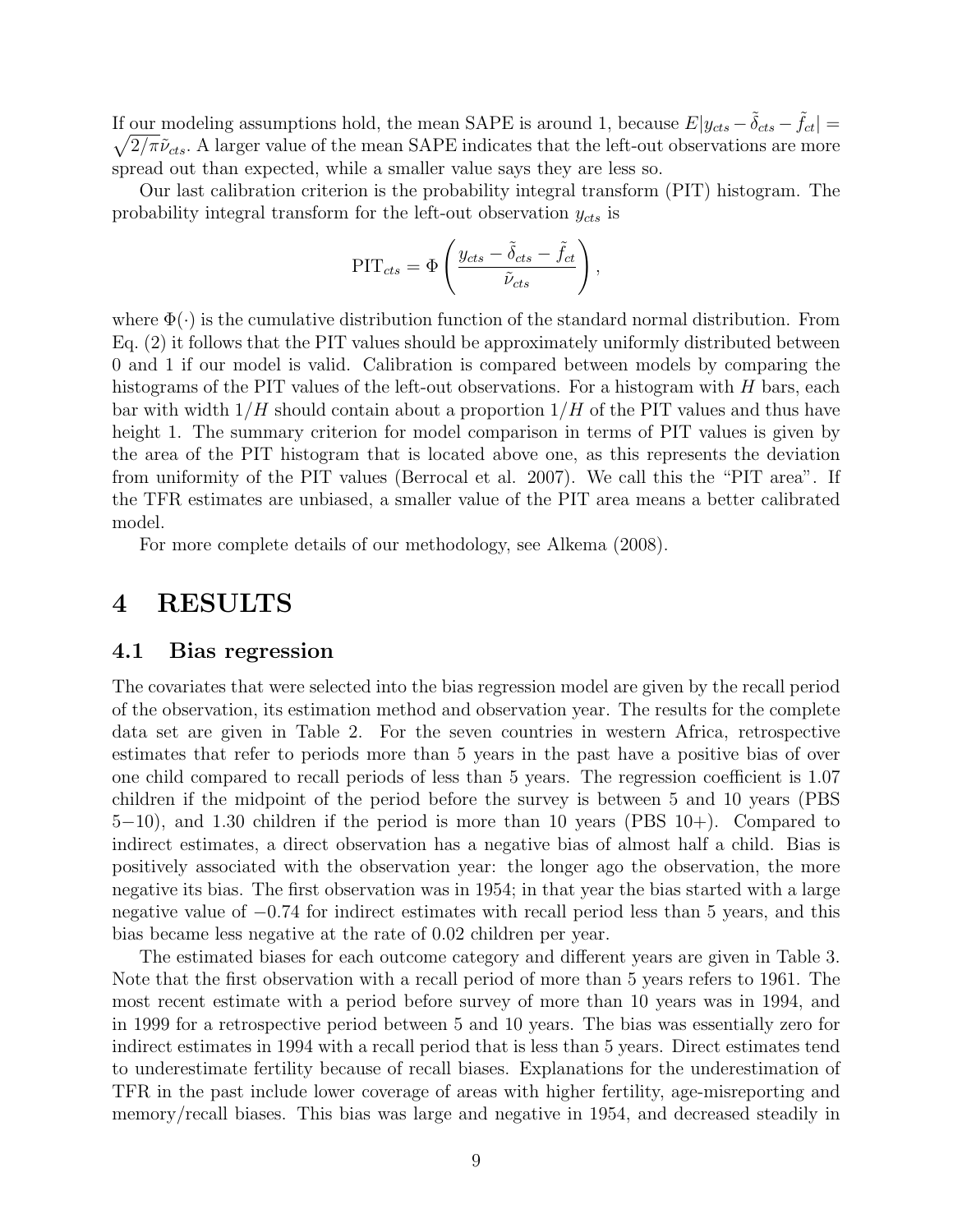If our modeling assumptions hold, the mean SAPE is around 1, because $E|y_{cts} - \tilde{\delta}_{cts} - \tilde{f}_{ct}| = \sqrt{2/\pi}\tilde{\nu}_{cts}$. A larger value of the mean SAPE indicates that the left-out observations are more spread out than expected, while a smaller value says they are less so.

Our last calibration criterion is the probability integral transform (PIT) histogram. The probability integral transform for the left-out observation $y_{cts}$ is

$$\text{PIT}_{cts} = \Phi\left(\frac{y_{cts} - \tilde{\delta}_{cts} - \tilde{f}_{ct}}{\tilde{\nu}_{cts}}\right),$$

where $\Phi(\cdot)$ is the cumulative distribution function of the standard normal distribution. From Eq. (2) it follows that the PIT values should be approximately uniformly distributed between 0 and 1 if our model is valid. Calibration is compared between models by comparing the histograms of the PIT values of the left-out observations. For a histogram with $H$ bars, each bar with width $1/H$ should contain about a proportion $1/H$ of the PIT values and thus have height 1. The summary criterion for model comparison in terms of PIT values is given by the area of the PIT histogram that is located above one, as this represents the deviation from uniformity of the PIT values (Berrocal et al. 2007). We call this the "PIT area". If the TFR estimates are unbiased, a smaller value of the PIT area means a better calibrated model.

For more complete details of our methodology, see Alkema (2008).

# 4 RESULTS

## 4.1 Bias regression

The covariates that were selected into the bias regression model are given by the recall period of the observation, its estimation method and observation year. The results for the complete data set are given in Table 2. For the seven countries in western Africa, retrospective estimates that refer to periods more than 5 years in the past have a positive bias of over one child compared to recall periods of less than 5 years. The regression coefficient is 1.07 children if the midpoint of the period before the survey is between 5 and 10 years (PBS 5−10), and 1.30 children if the period is more than 10 years (PBS 10+). Compared to indirect estimates, a direct observation has a negative bias of almost half a child. Bias is positively associated with the observation year: the longer ago the observation, the more negative its bias. The first observation was in 1954; in that year the bias started with a large negative value of −0.74 for indirect estimates with recall period less than 5 years, and this bias became less negative at the rate of 0.02 children per year.

The estimated biases for each outcome category and different years are given in Table 3. Note that the first observation with a recall period of more than 5 years refers to 1961. The most recent estimate with a period before survey of more than 10 years was in 1994, and in 1999 for a retrospective period between 5 and 10 years. The bias was essentially zero for indirect estimates in 1994 with a recall period that is less than 5 years. Direct estimates tend to underestimate fertility because of recall biases. Explanations for the underestimation of TFR in the past include lower coverage of areas with higher fertility, age-misreporting and memory/recall biases. This bias was large and negative in 1954, and decreased steadily in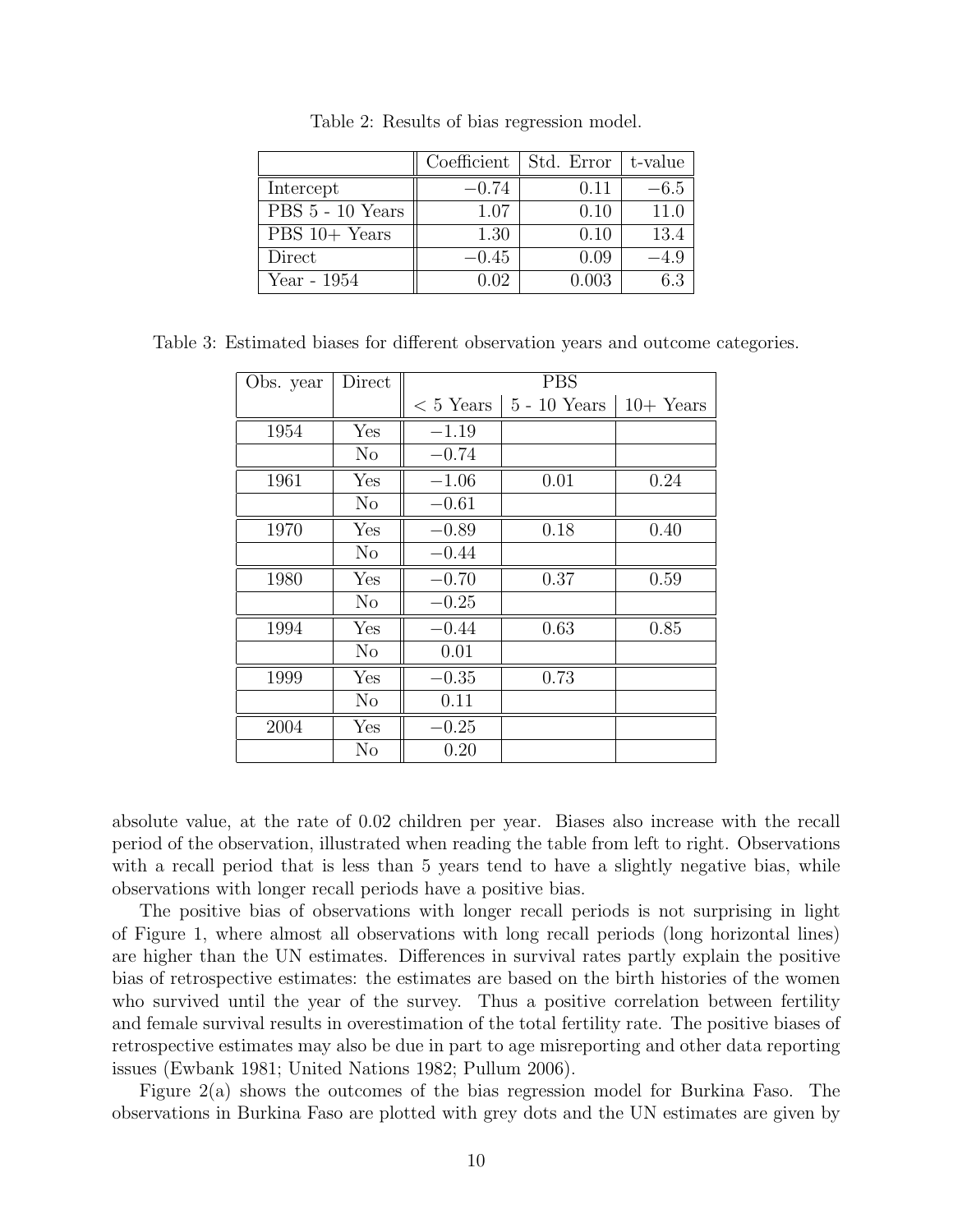Table 2: Results of bias regression model.

| | Coefficient | Std. Error | t-value |
|---|---|---|---|
| Intercept | $-0.74$ | 0.11 | $-6.5$ |
| PBS 5 - 10 Years | 1.07 | 0.10 | 11.0 |
| PBS 10+ Years | 1.30 | 0.10 | 13.4 |
| Direct | $-0.45$ | 0.09 | $-4.9$ |
| Year - 1954 | 0.02 | 0.003 | 6.3 |

Table 3: Estimated biases for different observation years and outcome categories.

| Obs. year | Direct | PBS | | |
|---|---|---|---|---|
| | | < 5 Years | 5 - 10 Years | 10+ Years |
| 1954 | Yes | $-1.19$ | | |
| | No | $-0.74$ | | |
| 1961 | Yes | $-1.06$ | 0.01 | 0.24 |
| | No | $-0.61$ | | |
| 1970 | Yes | $-0.89$ | 0.18 | 0.40 |
| | No | $-0.44$ | | |
| 1980 | Yes | $-0.70$ | 0.37 | 0.59 |
| | No | $-0.25$ | | |
| 1994 | Yes | $-0.44$ | 0.63 | 0.85 |
| | No | 0.01 | | |
| 1999 | Yes | $-0.35$ | 0.73 | |
| | No | 0.11 | | |
| 2004 | Yes | $-0.25$ | | |
| | No | 0.20 | | |

absolute value, at the rate of 0.02 children per year. Biases also increase with the recall period of the observation, illustrated when reading the table from left to right. Observations with a recall period that is less than 5 years tend to have a slightly negative bias, while observations with longer recall periods have a positive bias.

The positive bias of observations with longer recall periods is not surprising in light of Figure 1, where almost all observations with long recall periods (long horizontal lines) are higher than the UN estimates. Differences in survival rates partly explain the positive bias of retrospective estimates: the estimates are based on the birth histories of the women who survived until the year of the survey. Thus a positive correlation between fertility and female survival results in overestimation of the total fertility rate. The positive biases of retrospective estimates may also be due in part to age misreporting and other data reporting issues (Ewbank 1981; United Nations 1982; Pullum 2006).

Figure 2(a) shows the outcomes of the bias regression model for Burkina Faso. The observations in Burkina Faso are plotted with grey dots and the UN estimates are given by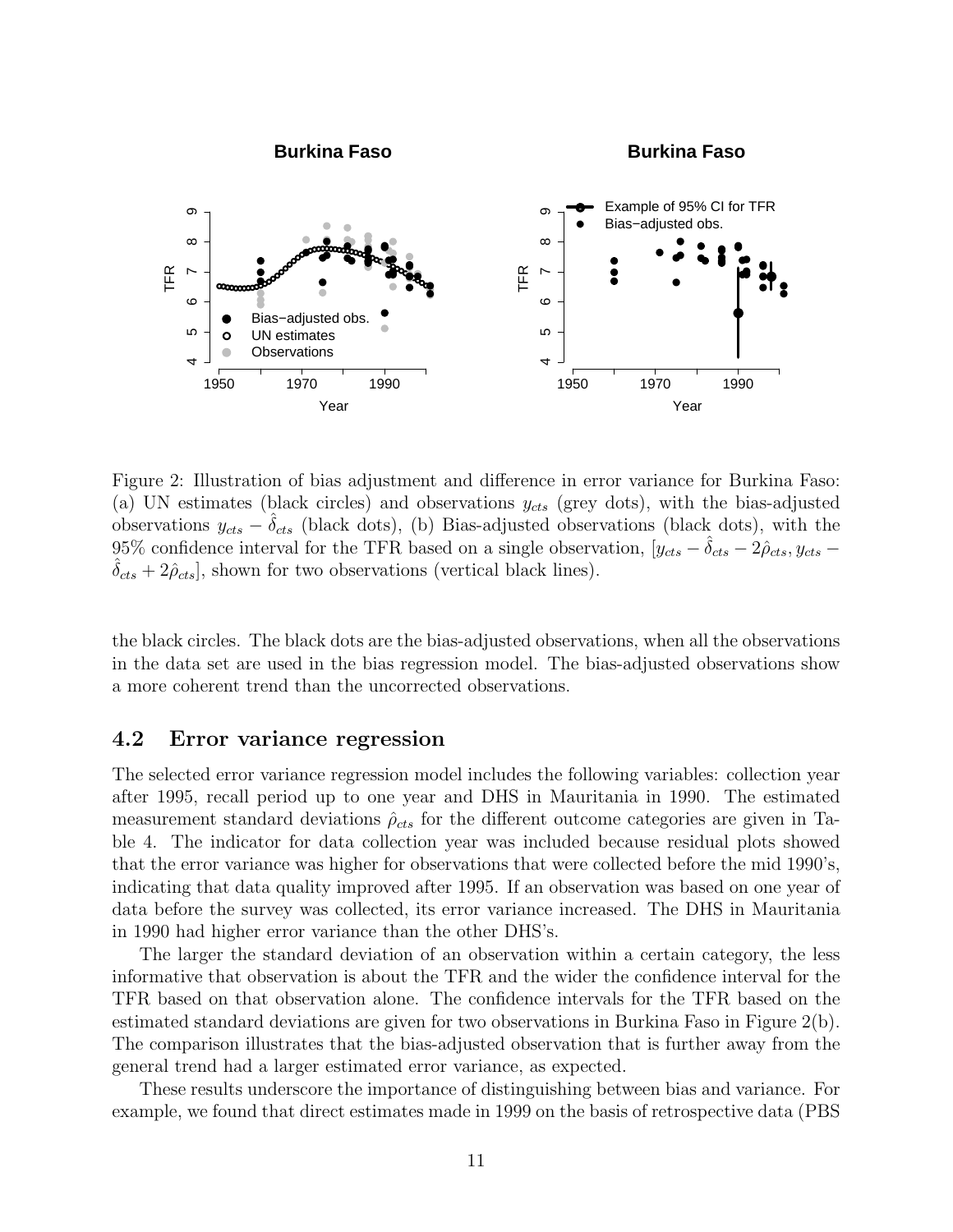Figure 2: Illustration of bias adjustment and difference in error variance for Burkina Faso: (a) UN estimates (black circles) and observations $y_{cts}$ (grey dots), with the bias-adjusted observations $y_{cts} - \hat{\delta}_{cts}$ (black dots), (b) Bias-adjusted observations (black dots), with the 95% confidence interval for the TFR based on a single observation, $[y_{cts} - \hat{\delta}_{cts} - 2\hat{\rho}_{cts}, y_{cts} - \hat{\delta}_{cts} + 2\hat{\rho}_{cts}]$, shown for two observations (vertical black lines).

the black circles. The black dots are the bias-adjusted observations, when all the observations in the data set are used in the bias regression model. The bias-adjusted observations show a more coherent trend than the uncorrected observations.

## 4.2 Error variance regression

The selected error variance regression model includes the following variables: collection year after 1995, recall period up to one year and DHS in Mauritania in 1990. The estimated measurement standard deviations $\hat{\rho}_{cts}$ for the different outcome categories are given in Table 4. The indicator for data collection year was included because residual plots showed that the error variance was higher for observations that were collected before the mid 1990's, indicating that data quality improved after 1995. If an observation was based on one year of data before the survey was collected, its error variance increased. The DHS in Mauritania in 1990 had higher error variance than the other DHS's.

The larger the standard deviation of an observation within a certain category, the less informative that observation is about the TFR and the wider the confidence interval for the TFR based on that observation alone. The confidence intervals for the TFR based on the estimated standard deviations are given for two observations in Burkina Faso in Figure 2(b). The comparison illustrates that the bias-adjusted observation that is further away from the general trend had a larger estimated error variance, as expected.

These results underscore the importance of distinguishing between bias and variance. For example, we found that direct estimates made in 1999 on the basis of retrospective data (PBS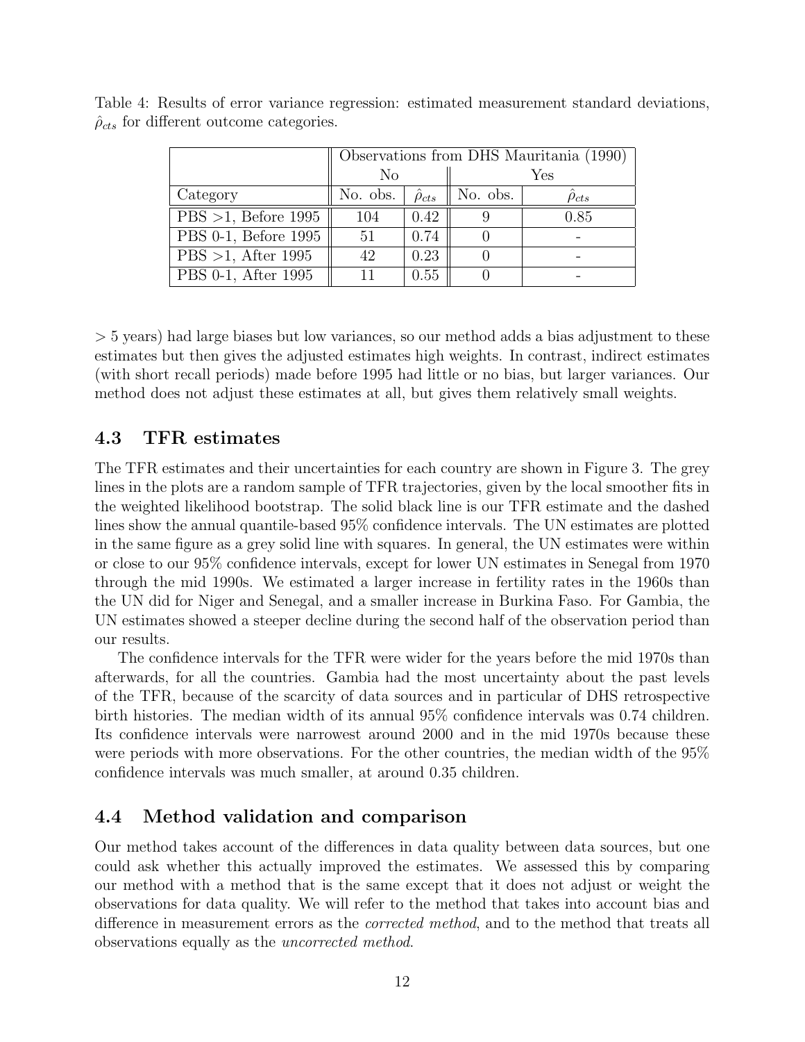Table 4: Results of error variance regression: estimated measurement standard deviations, $\hat{\rho}_{cts}$ for different outcome categories.

| | Observations from DHS Mauritania (1990) | | | |
|---|---|---|---|---|
| | No | | Yes | |
| Category | No. obs. | $\hat{\rho}_{cts}$ | No. obs. | $\hat{\rho}_{cts}$ |
| PBS >1, Before 1995 | 104 | 0.42 | 9 | 0.85 |
| PBS 0-1, Before 1995 | 51 | 0.74 | 0 | - |
| PBS >1, After 1995 | 42 | 0.23 | 0 | - |
| PBS 0-1, After 1995 | 11 | 0.55 | 0 | - |

$> 5$ years) had large biases but low variances, so our method adds a bias adjustment to these estimates but then gives the adjusted estimates high weights. In contrast, indirect estimates (with short recall periods) made before 1995 had little or no bias, but larger variances. Our method does not adjust these estimates at all, but gives them relatively small weights.

### 4.3 TFR estimates

The TFR estimates and their uncertainties for each country are shown in Figure 3. The grey lines in the plots are a random sample of TFR trajectories, given by the local smoother fits in the weighted likelihood bootstrap. The solid black line is our TFR estimate and the dashed lines show the annual quantile-based 95% confidence intervals. The UN estimates are plotted in the same figure as a grey solid line with squares. In general, the UN estimates were within or close to our 95% confidence intervals, except for lower UN estimates in Senegal from 1970 through the mid 1990s. We estimated a larger increase in fertility rates in the 1960s than the UN did for Niger and Senegal, and a smaller increase in Burkina Faso. For Gambia, the UN estimates showed a steeper decline during the second half of the observation period than our results.

The confidence intervals for the TFR were wider for the years before the mid 1970s than afterwards, for all the countries. Gambia had the most uncertainty about the past levels of the TFR, because of the scarcity of data sources and in particular of DHS retrospective birth histories. The median width of its annual 95% confidence intervals was 0.74 children. Its confidence intervals were narrowest around 2000 and in the mid 1970s because these were periods with more observations. For the other countries, the median width of the 95% confidence intervals was much smaller, at around 0.35 children.

### 4.4 Method validation and comparison

Our method takes account of the differences in data quality between data sources, but one could ask whether this actually improved the estimates. We assessed this by comparing our method with a method that is the same except that it does not adjust or weight the observations for data quality. We will refer to the method that takes into account bias and difference in measurement errors as the *corrected method*, and to the method that treats all observations equally as the *uncorrected method*.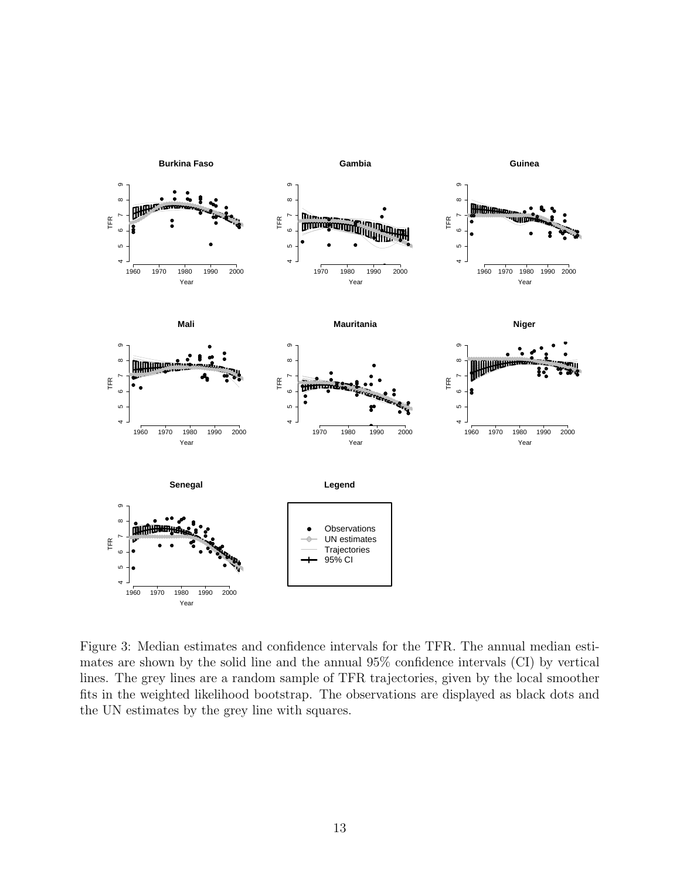Figure 3: Median estimates and confidence intervals for the TFR. The annual median estimates are shown by the solid line and the annual 95% confidence intervals (CI) by vertical lines. The grey lines are a random sample of TFR trajectories, given by the local smoother fits in the weighted likelihood bootstrap. The observations are displayed as black dots and the UN estimates by the grey line with squares.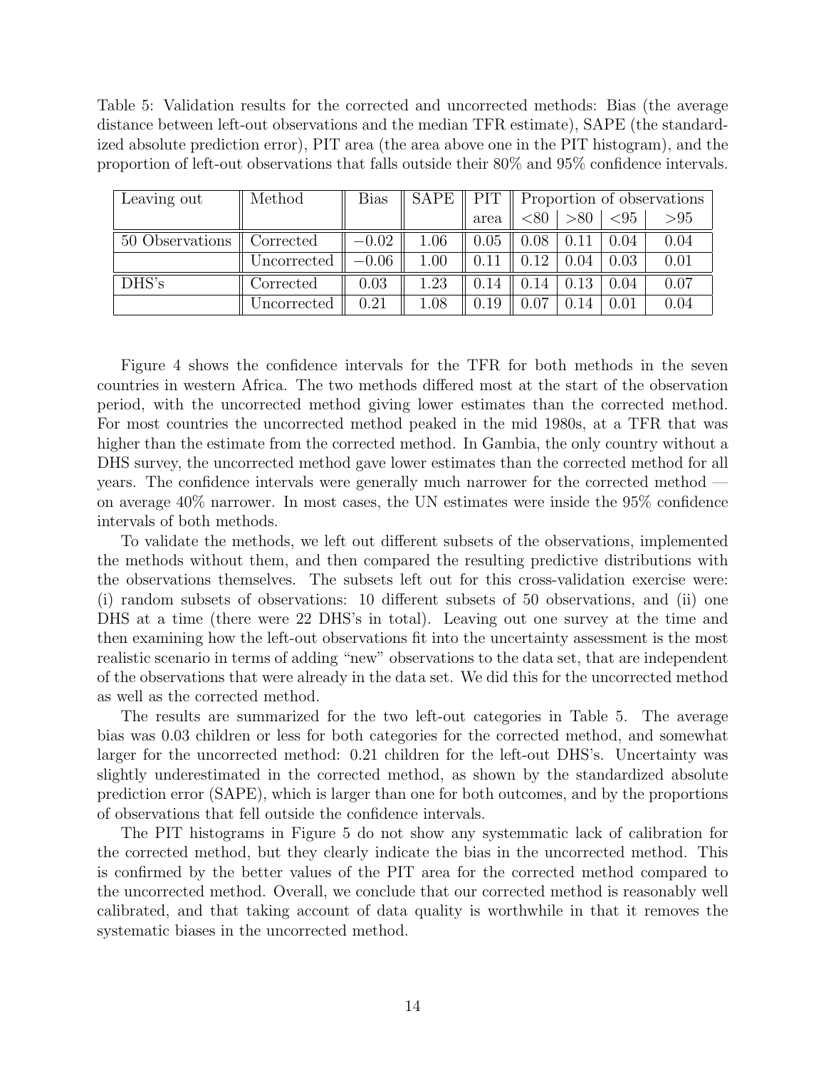Table 5: Validation results for the corrected and uncorrected methods: Bias (the average distance between left-out observations and the median TFR estimate), SAPE (the standardized absolute prediction error), PIT area (the area above one in the PIT histogram), and the proportion of left-out observations that falls outside their 80% and 95% confidence intervals.

| Leaving out | Method | Bias | SAPE | PIT area | Proportion of observations | | | |
|---|---|---|---|---|---|---|---|---|
| | | | | | <80 | >80 | <95 | >95 |
| 50 Observations | Corrected | −0.02 | 1.06 | 0.05 | 0.08 | 0.11 | 0.04 | 0.04 |
| | Uncorrected | −0.06 | 1.00 | 0.11 | 0.12 | 0.04 | 0.03 | 0.01 |
| DHS's | Corrected | 0.03 | 1.23 | 0.14 | 0.14 | 0.13 | 0.04 | 0.07 |
| | Uncorrected | 0.21 | 1.08 | 0.19 | 0.07 | 0.14 | 0.01 | 0.04 |

Figure 4 shows the confidence intervals for the TFR for both methods in the seven countries in western Africa. The two methods differed most at the start of the observation period, with the uncorrected method giving lower estimates than the corrected method. For most countries the uncorrected method peaked in the mid 1980s, at a TFR that was higher than the estimate from the corrected method. In Gambia, the only country without a DHS survey, the uncorrected method gave lower estimates than the corrected method for all years. The confidence intervals were generally much narrower for the corrected method — on average 40% narrower. In most cases, the UN estimates were inside the 95% confidence intervals of both methods.

To validate the methods, we left out different subsets of the observations, implemented the methods without them, and then compared the resulting predictive distributions with the observations themselves. The subsets left out for this cross-validation exercise were: (i) random subsets of observations: 10 different subsets of 50 observations, and (ii) one DHS at a time (there were 22 DHS's in total). Leaving out one survey at the time and then examining how the left-out observations fit into the uncertainty assessment is the most realistic scenario in terms of adding "new" observations to the data set, that are independent of the observations that were already in the data set. We did this for the uncorrected method as well as the corrected method.

The results are summarized for the two left-out categories in Table 5. The average bias was 0.03 children or less for both categories for the corrected method, and somewhat larger for the uncorrected method: 0.21 children for the left-out DHS's. Uncertainty was slightly underestimated in the corrected method, as shown by the standardized absolute prediction error (SAPE), which is larger than one for both outcomes, and by the proportions of observations that fell outside the confidence intervals.

The PIT histograms in Figure 5 do not show any systemmatic lack of calibration for the corrected method, but they clearly indicate the bias in the uncorrected method. This is confirmed by the better values of the PIT area for the corrected method compared to the uncorrected method. Overall, we conclude that our corrected method is reasonably well calibrated, and that taking account of data quality is worthwhile in that it removes the systematic biases in the uncorrected method.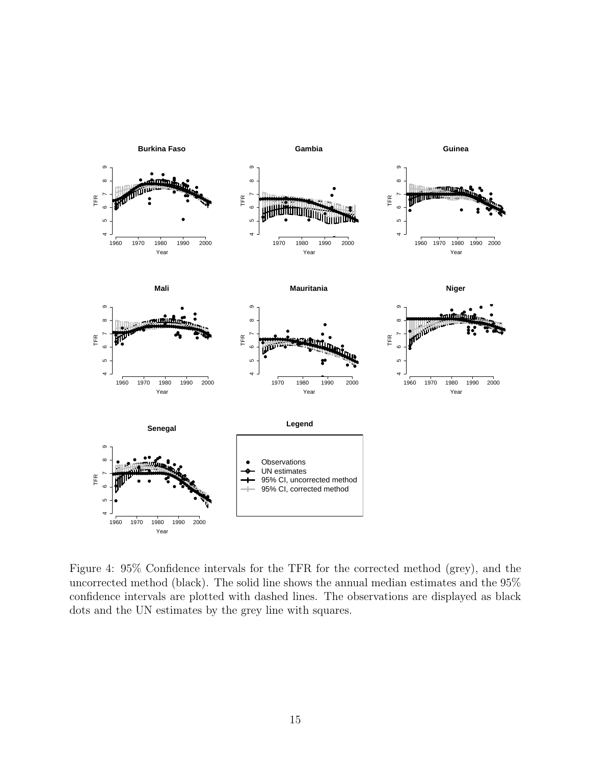Figure 4: 95% Confidence intervals for the TFR for the corrected method (grey), and the uncorrected method (black). The solid line shows the annual median estimates and the 95% confidence intervals are plotted with dashed lines. The observations are displayed as black dots and the UN estimates by the grey line with squares.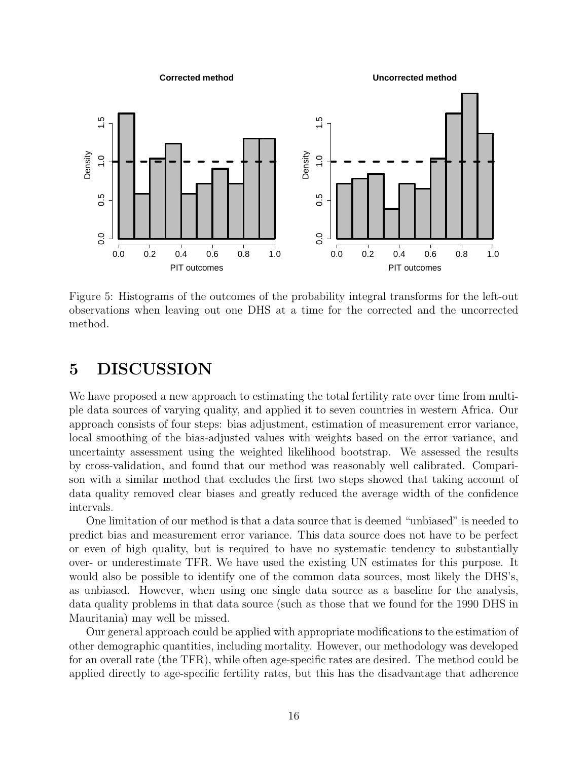Figure 5: Histograms of the outcomes of the probability integral transforms for the left-out observations when leaving out one DHS at a time for the corrected and the uncorrected method.

# 5 DISCUSSION

We have proposed a new approach to estimating the total fertility rate over time from multiple data sources of varying quality, and applied it to seven countries in western Africa. Our approach consists of four steps: bias adjustment, estimation of measurement error variance, local smoothing of the bias-adjusted values with weights based on the error variance, and uncertainty assessment using the weighted likelihood bootstrap. We assessed the results by cross-validation, and found that our method was reasonably well calibrated. Comparison with a similar method that excludes the first two steps showed that taking account of data quality removed clear biases and greatly reduced the average width of the confidence intervals.

One limitation of our method is that a data source that is deemed "unbiased" is needed to predict bias and measurement error variance. This data source does not have to be perfect or even of high quality, but is required to have no systematic tendency to substantially over- or underestimate TFR. We have used the existing UN estimates for this purpose. It would also be possible to identify one of the common data sources, most likely the DHS's, as unbiased. However, when using one single data source as a baseline for the analysis, data quality problems in that data source (such as those that we found for the 1990 DHS in Mauritania) may well be missed.

Our general approach could be applied with appropriate modifications to the estimation of other demographic quantities, including mortality. However, our methodology was developed for an overall rate (the TFR), while often age-specific rates are desired. The method could be applied directly to age-specific fertility rates, but this has the disadvantage that adherence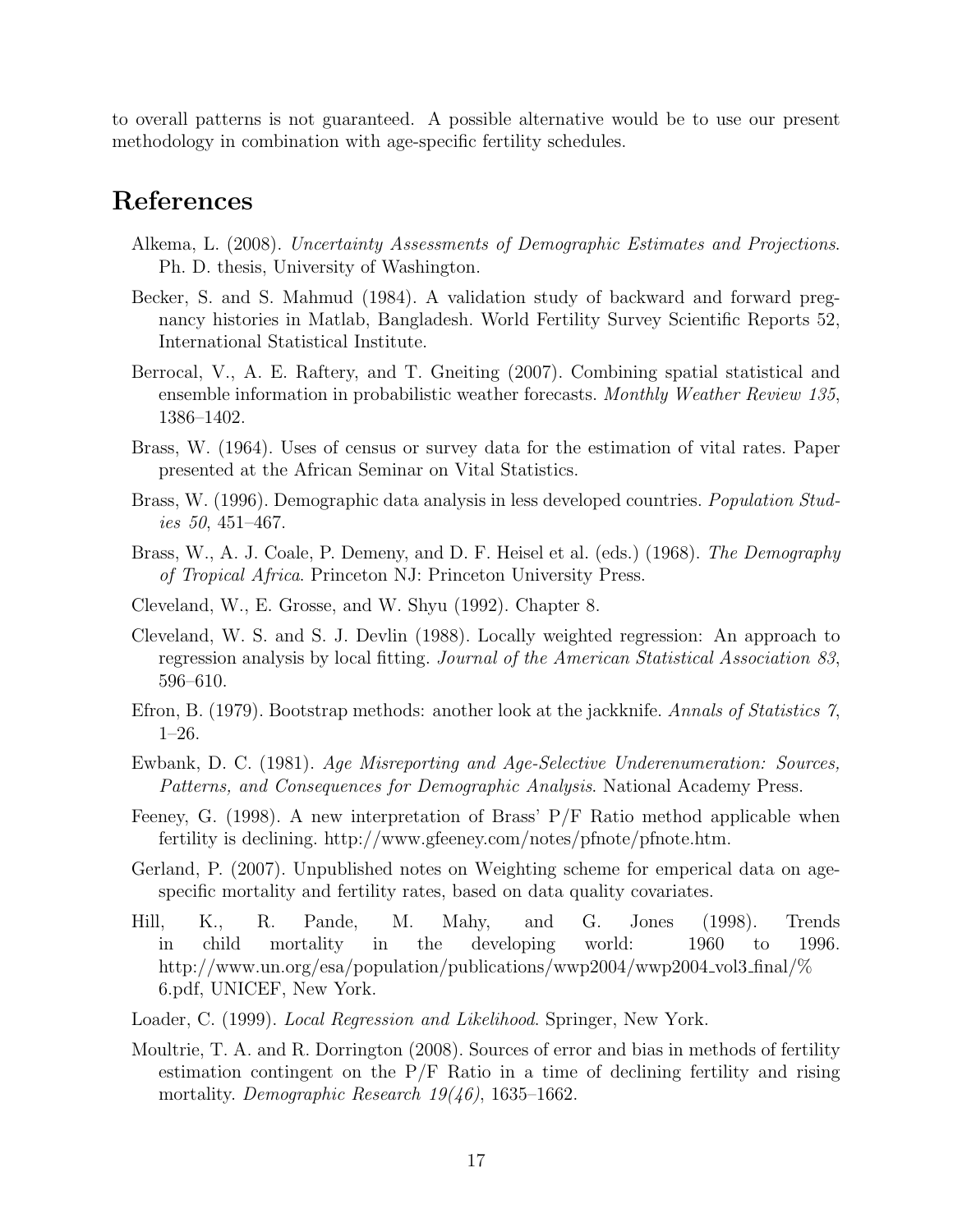to overall patterns is not guaranteed. A possible alternative would be to use our present methodology in combination with age-specific fertility schedules.

# References

Alkema, L. (2008). *Uncertainty Assessments of Demographic Estimates and Projections*. Ph. D. thesis, University of Washington.

Becker, S. and S. Mahmud (1984). A validation study of backward and forward pregnancy histories in Matlab, Bangladesh. World Fertility Survey Scientific Reports 52, International Statistical Institute.

Berrocal, V., A. E. Raftery, and T. Gneiting (2007). Combining spatial statistical and ensemble information in probabilistic weather forecasts. *Monthly Weather Review 135*, 1386–1402.

Brass, W. (1964). Uses of census or survey data for the estimation of vital rates. Paper presented at the African Seminar on Vital Statistics.

Brass, W. (1996). Demographic data analysis in less developed countries. *Population Studies 50*, 451–467.

Brass, W., A. J. Coale, P. Demeny, and D. F. Heisel et al. (eds.) (1968). *The Demography of Tropical Africa*. Princeton NJ: Princeton University Press.

Cleveland, W., E. Grosse, and W. Shyu (1992). Chapter 8.

Cleveland, W. S. and S. J. Devlin (1988). Locally weighted regression: An approach to regression analysis by local fitting. *Journal of the American Statistical Association 83*, 596–610.

Efron, B. (1979). Bootstrap methods: another look at the jackknife. *Annals of Statistics 7*, 1–26.

Ewbank, D. C. (1981). *Age Misreporting and Age-Selective Underenumeration: Sources, Patterns, and Consequences for Demographic Analysis*. National Academy Press.

Feeney, G. (1998). A new interpretation of Brass' P/F Ratio method applicable when fertility is declining. http://www.gfeeney.com/notes/pfnote/pfnote.htm.

Gerland, P. (2007). Unpublished notes on Weighting scheme for emperical data on age-specific mortality and fertility rates, based on data quality covariates.

Hill, K., R. Pande, M. Mahy, and G. Jones (1998). Trends in child mortality in the developing world: 1960 to 1996. http://www.un.org/esa/population/publications/wwp2004/wwp2004_vol3_final/%6.pdf, UNICEF, New York.

Loader, C. (1999). *Local Regression and Likelihood*. Springer, New York.

Moultrie, T. A. and R. Dorrington (2008). Sources of error and bias in methods of fertility estimation contingent on the P/F Ratio in a time of declining fertility and rising mortality. *Demographic Research 19(46)*, 1635–1662.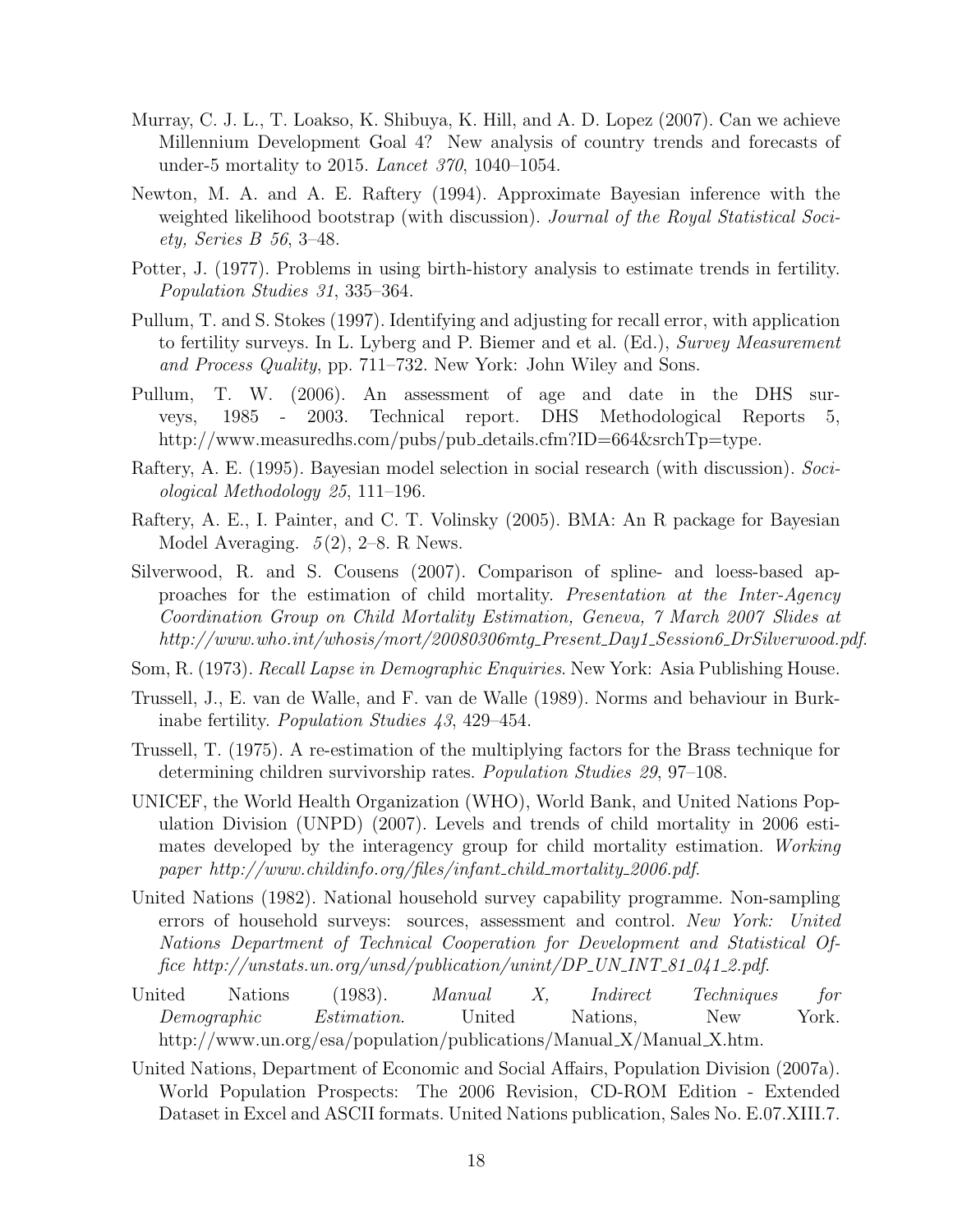Murray, C. J. L., T. Loakso, K. Shibuya, K. Hill, and A. D. Lopez (2007). Can we achieve Millennium Development Goal 4? New analysis of country trends and forecasts of under-5 mortality to 2015. *Lancet 370*, 1040–1054.

Newton, M. A. and A. E. Raftery (1994). Approximate Bayesian inference with the weighted likelihood bootstrap (with discussion). *Journal of the Royal Statistical Society, Series B 56*, 3–48.

Potter, J. (1977). Problems in using birth-history analysis to estimate trends in fertility. *Population Studies 31*, 335–364.

Pullum, T. and S. Stokes (1997). Identifying and adjusting for recall error, with application to fertility surveys. In L. Lyberg and P. Biemer and et al. (Ed.), *Survey Measurement and Process Quality*, pp. 711–732. New York: John Wiley and Sons.

Pullum, T. W. (2006). An assessment of age and date in the DHS surveys, 1985 - 2003. Technical report. DHS Methodological Reports 5, http://www.measuredhs.com/pubs/pub_details.cfm?ID=664&srchTp=type.

Raftery, A. E. (1995). Bayesian model selection in social research (with discussion). *Sociological Methodology 25*, 111–196.

Raftery, A. E., I. Painter, and C. T. Volinsky (2005). BMA: An R package for Bayesian Model Averaging. *5*(2), 2–8. R News.

Silverwood, R. and S. Cousens (2007). Comparison of spline- and loess-based approaches for the estimation of child mortality. *Presentation at the Inter-Agency Coordination Group on Child Mortality Estimation, Geneva, 7 March 2007 Slides at http://www.who.int/whosis/mort/20080306mtg_Present_Day1_Session6_DrSilverwood.pdf*.

Som, R. (1973). *Recall Lapse in Demographic Enquiries*. New York: Asia Publishing House.

Trussell, J., E. van de Walle, and F. van de Walle (1989). Norms and behaviour in Burkinabe fertility. *Population Studies 43*, 429–454.

Trussell, T. (1975). A re-estimation of the multiplying factors for the Brass technique for determining children survivorship rates. *Population Studies 29*, 97–108.

UNICEF, the World Health Organization (WHO), World Bank, and United Nations Population Division (UNPD) (2007). Levels and trends of child mortality in 2006 estimates developed by the interagency group for child mortality estimation. *Working paper http://www.childinfo.org/files/infant_child_mortality_2006.pdf*.

United Nations (1982). National household survey capability programme. Non-sampling errors of household surveys: sources, assessment and control. *New York: United Nations Department of Technical Cooperation for Development and Statistical Office http://unstats.un.org/unsd/publication/unint/DP_UN_INT_81_041_2.pdf*.

United Nations (1983). *Manual X, Indirect Techniques for Demographic Estimation*. United Nations, New York. http://www.un.org/esa/population/publications/Manual_X/Manual_X.htm.

United Nations, Department of Economic and Social Affairs, Population Division (2007a). World Population Prospects: The 2006 Revision, CD-ROM Edition - Extended Dataset in Excel and ASCII formats. United Nations publication, Sales No. E.07.XIII.7.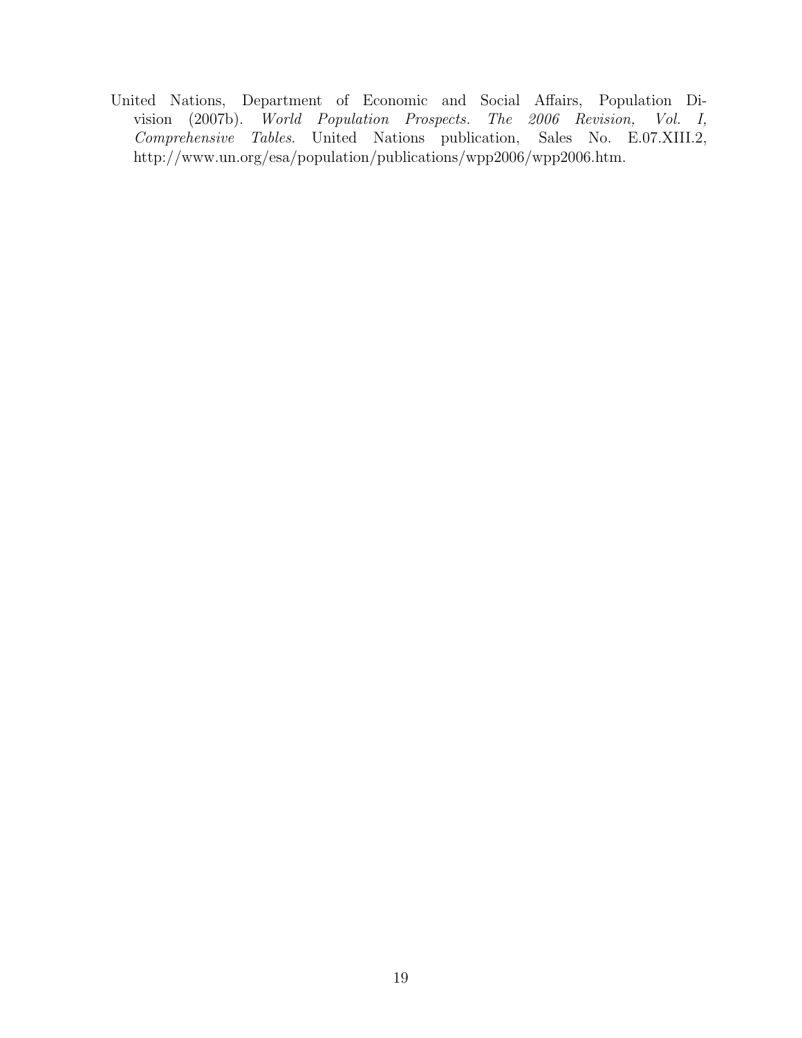United Nations, Department of Economic and Social Affairs, Population Division (2007b). *World Population Prospects. The 2006 Revision, Vol. I, Comprehensive Tables*. United Nations publication, Sales No. E.07.XIII.2, http://www.un.org/esa/population/publications/wpp2006/wpp2006.htm.